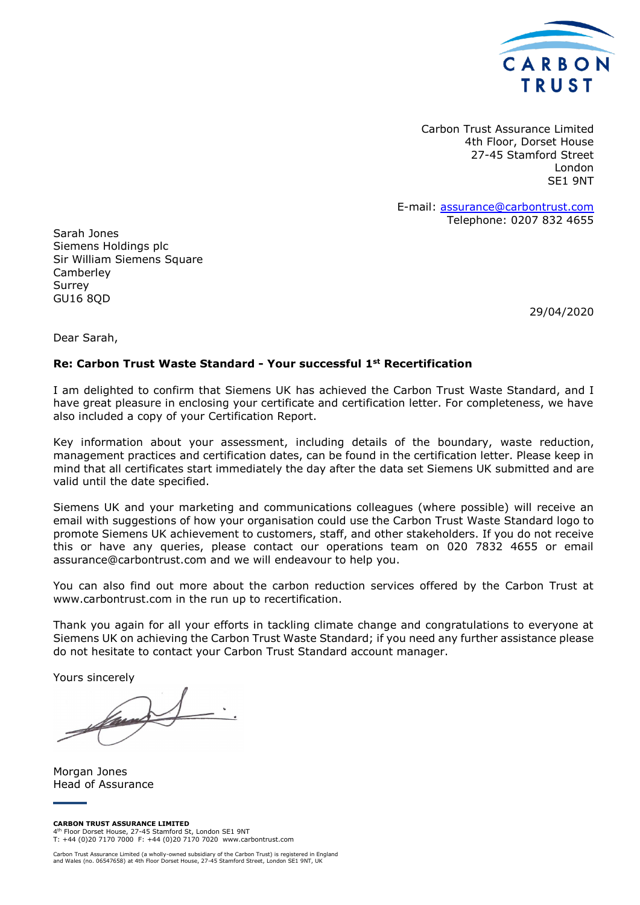CARBON TRUST

Carbon Trust Assurance Limited
4th Floor, Dorset House
27-45 Stamford Street
London
SE1 9NT

E-mail: assurance@carbontrust.com
Telephone: 0207 832 4655

Sarah Jones
Siemens Holdings plc
Sir William Siemens Square
Camberley
Surrey
GU16 8QD

29/04/2020

Dear Sarah,

**Re: Carbon Trust Waste Standard - Your successful 1st Recertification**

I am delighted to confirm that Siemens UK has achieved the Carbon Trust Waste Standard, and I have great pleasure in enclosing your certificate and certification letter. For completeness, we have also included a copy of your Certification Report.

Key information about your assessment, including details of the boundary, waste reduction, management practices and certification dates, can be found in the certification letter. Please keep in mind that all certificates start immediately the day after the data set Siemens UK submitted and are valid until the date specified.

Siemens UK and your marketing and communications colleagues (where possible) will receive an email with suggestions of how your organisation could use the Carbon Trust Waste Standard logo to promote Siemens UK achievement to customers, staff, and other stakeholders. If you do not receive this or have any queries, please contact our operations team on 020 7832 4655 or email assurance@carbontrust.com and we will endeavour to help you.

You can also find out more about the carbon reduction services offered by the Carbon Trust at www.carbontrust.com in the run up to recertification.

Thank you again for all your efforts in tackling climate change and congratulations to everyone at Siemens UK on achieving the Carbon Trust Waste Standard; if you need any further assistance please do not hesitate to contact your Carbon Trust Standard account manager.

Yours sincerely

Morgan Jones
Head of Assurance

**CARBON TRUST ASSURANCE LIMITED**
4th Floor Dorset House, 27-45 Stamford St, London SE1 9NT
T: +44 (0)20 7170 7000 F: +44 (0)20 7170 7020 www.carbontrust.com

Carbon Trust Assurance Limited (a wholly-owned subsidiary of the Carbon Trust) is registered in England and Wales (no. 06547658) at 4th Floor Dorset House, 27-45 Stamford Street, London SE1 9NT, UK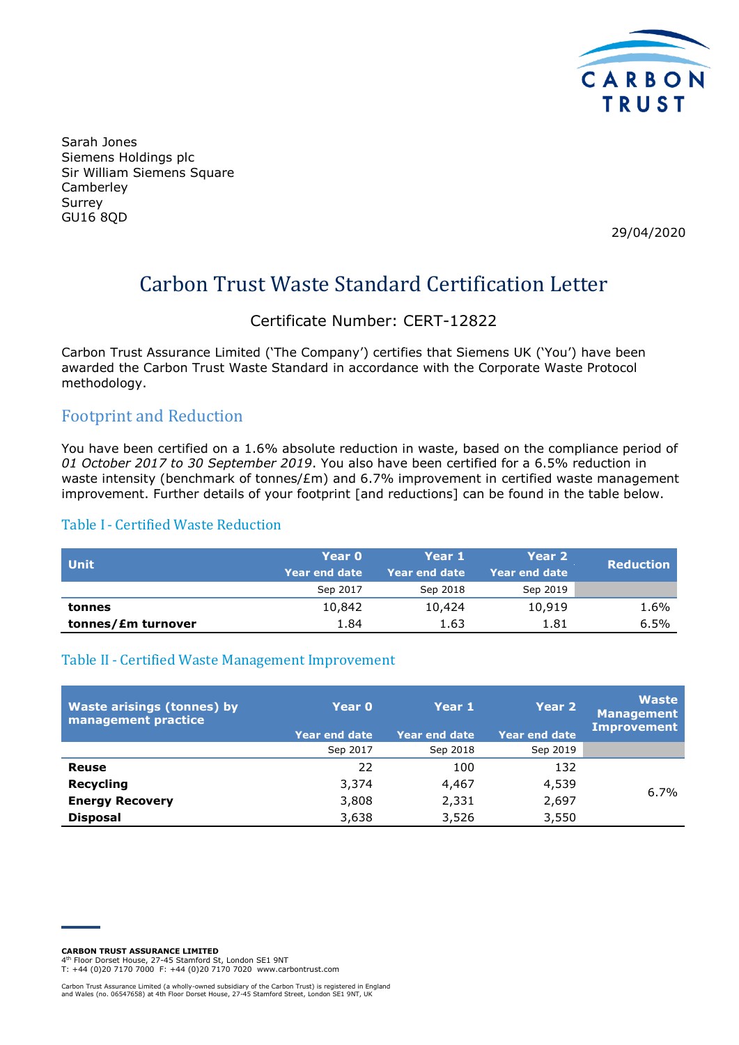Sarah Jones
Siemens Holdings plc
Sir William Siemens Square
Camberley
Surrey
GU16 8QD

29/04/2020

# Carbon Trust Waste Standard Certification Letter

Certificate Number: CERT-12822

Carbon Trust Assurance Limited ('The Company') certifies that Siemens UK ('You') have been awarded the Carbon Trust Waste Standard in accordance with the Corporate Waste Protocol methodology.

## Footprint and Reduction

You have been certified on a 1.6% absolute reduction in waste, based on the compliance period of *01 October 2017 to 30 September 2019*. You also have been certified for a 6.5% reduction in waste intensity (benchmark of tonnes/£m) and 6.7% improvement in certified waste management improvement. Further details of your footprint [and reductions] can be found in the table below.

### Table I - Certified Waste Reduction

| Unit | Year 0 Year end date | Year 1 Year end date | Year 2 Year end date | Reduction |
|---|---|---|---|---|
| | Sep 2017 | Sep 2018 | Sep 2019 | |
| **tonnes** | 10,842 | 10,424 | 10,919 | 1.6% |
| **tonnes/£m turnover** | 1.84 | 1.63 | 1.81 | 6.5% |

### Table II - Certified Waste Management Improvement

| Waste arisings (tonnes) by management practice | Year 0 Year end date | Year 1 Year end date | Year 2 Year end date | Waste Management Improvement |
|---|---|---|---|---|
| | Sep 2017 | Sep 2018 | Sep 2019 | |
| **Reuse** | 22 | 100 | 132 | 6.7% |
| **Recycling** | 3,374 | 4,467 | 4,539 | |
| **Energy Recovery** | 3,808 | 2,331 | 2,697 | |
| **Disposal** | 3,638 | 3,526 | 3,550 | |

**CARBON TRUST ASSURANCE LIMITED**
4th Floor Dorset House, 27-45 Stamford St, London SE1 9NT
T: +44 (0)20 7170 7000 F: +44 (0)20 7170 7020 www.carbontrust.com

Carbon Trust Assurance Limited (a wholly-owned subsidiary of the Carbon Trust) is registered in England and Wales (no. 06547658) at 4th Floor Dorset House, 27-45 Stamford Street, London SE1 9NT, UK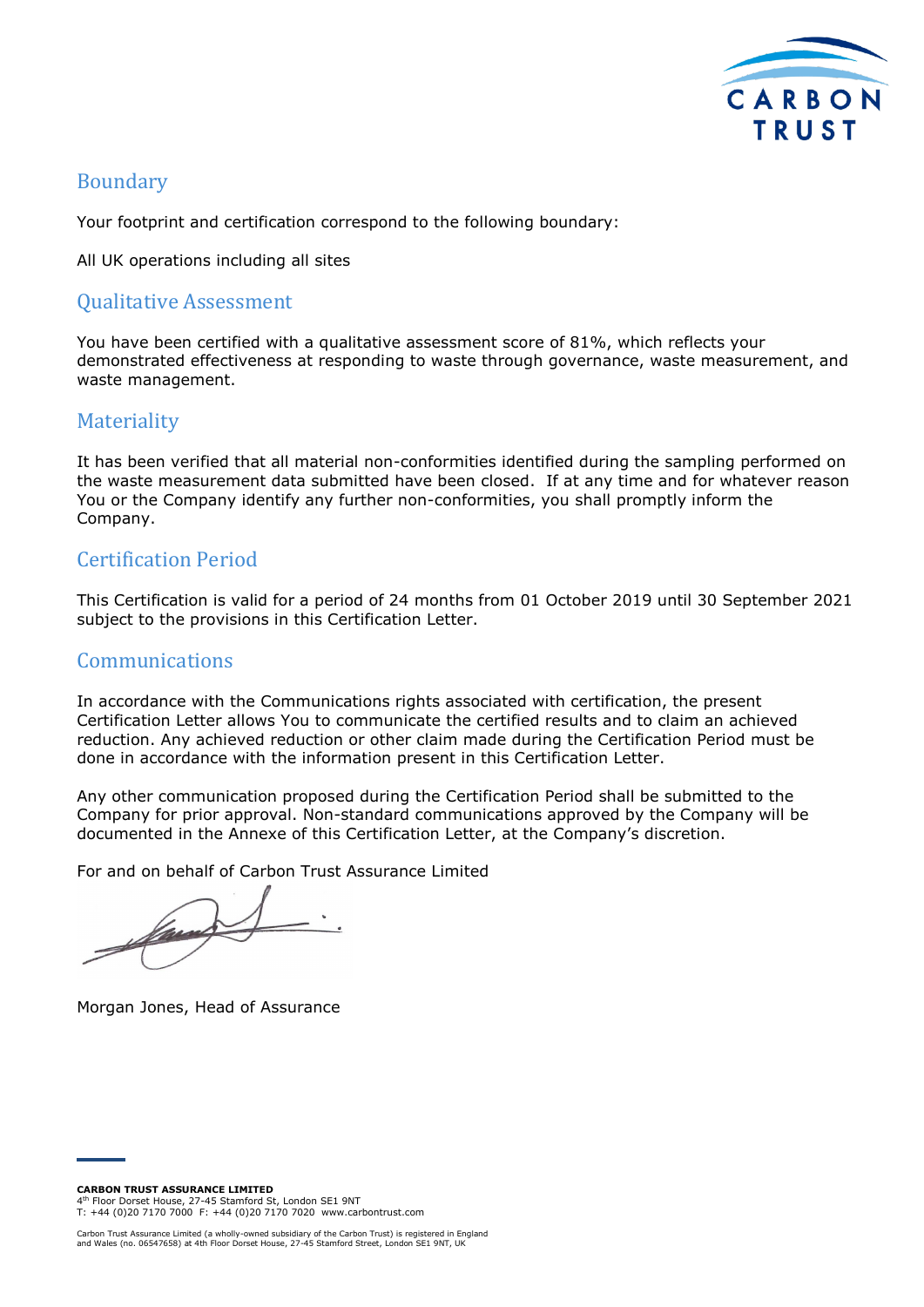## Boundary

Your footprint and certification correspond to the following boundary:

All UK operations including all sites

## Qualitative Assessment

You have been certified with a qualitative assessment score of 81%, which reflects your demonstrated effectiveness at responding to waste through governance, waste measurement, and waste management.

## Materiality

It has been verified that all material non-conformities identified during the sampling performed on the waste measurement data submitted have been closed. If at any time and for whatever reason You or the Company identify any further non-conformities, you shall promptly inform the Company.

## Certification Period

This Certification is valid for a period of 24 months from 01 October 2019 until 30 September 2021 subject to the provisions in this Certification Letter.

## Communications

In accordance with the Communications rights associated with certification, the present Certification Letter allows You to communicate the certified results and to claim an achieved reduction. Any achieved reduction or other claim made during the Certification Period must be done in accordance with the information present in this Certification Letter.

Any other communication proposed during the Certification Period shall be submitted to the Company for prior approval. Non-standard communications approved by the Company will be documented in the Annexe of this Certification Letter, at the Company's discretion.

For and on behalf of Carbon Trust Assurance Limited

Morgan Jones, Head of Assurance

**CARBON TRUST ASSURANCE LIMITED**
4th Floor Dorset House, 27-45 Stamford St, London SE1 9NT
T: +44 (0)20 7170 7000 F: +44 (0)20 7170 7020 www.carbontrust.com

Carbon Trust Assurance Limited (a wholly-owned subsidiary of the Carbon Trust) is registered in England and Wales (no. 06547658) at 4th Floor Dorset House, 27-45 Stamford Street, London SE1 9NT, UK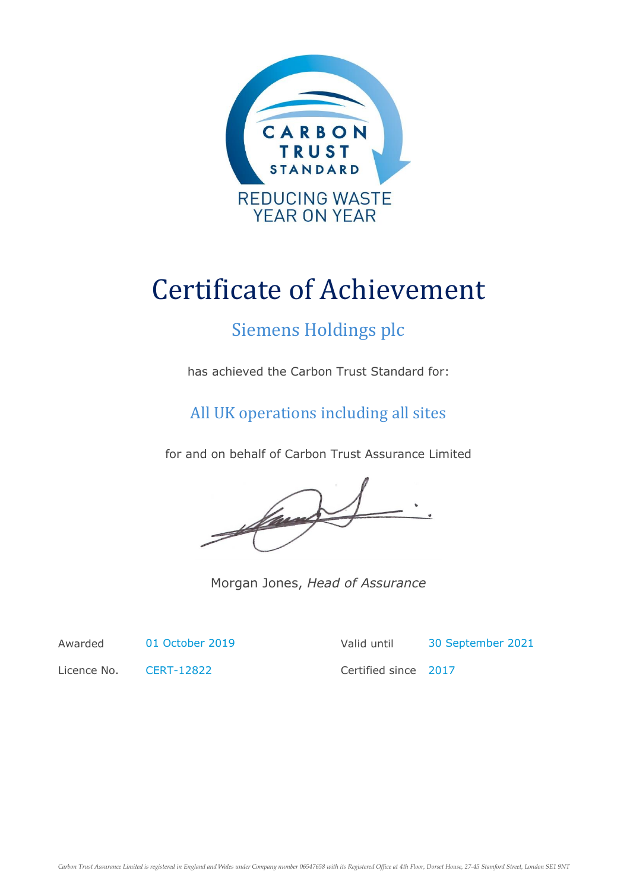CARBON TRUST STANDARD

REDUCING WASTE YEAR ON YEAR

# Certificate of Achievement

## Siemens Holdings plc

has achieved the Carbon Trust Standard for:

## All UK operations including all sites

for and on behalf of Carbon Trust Assurance Limited

Morgan Jones, *Head of Assurance*

| | | | |
|---|---|---|---|
| Awarded | 01 October 2019 | Valid until | 30 September 2021 |
| Licence No. | CERT-12822 | Certified since | 2017 |

*Carbon Trust Assurance Limited is registered in England and Wales under Company number 06547658 with its Registered Office at 4th Floor, Dorset House, 27-45 Stamford Street, London SE1 9NT*